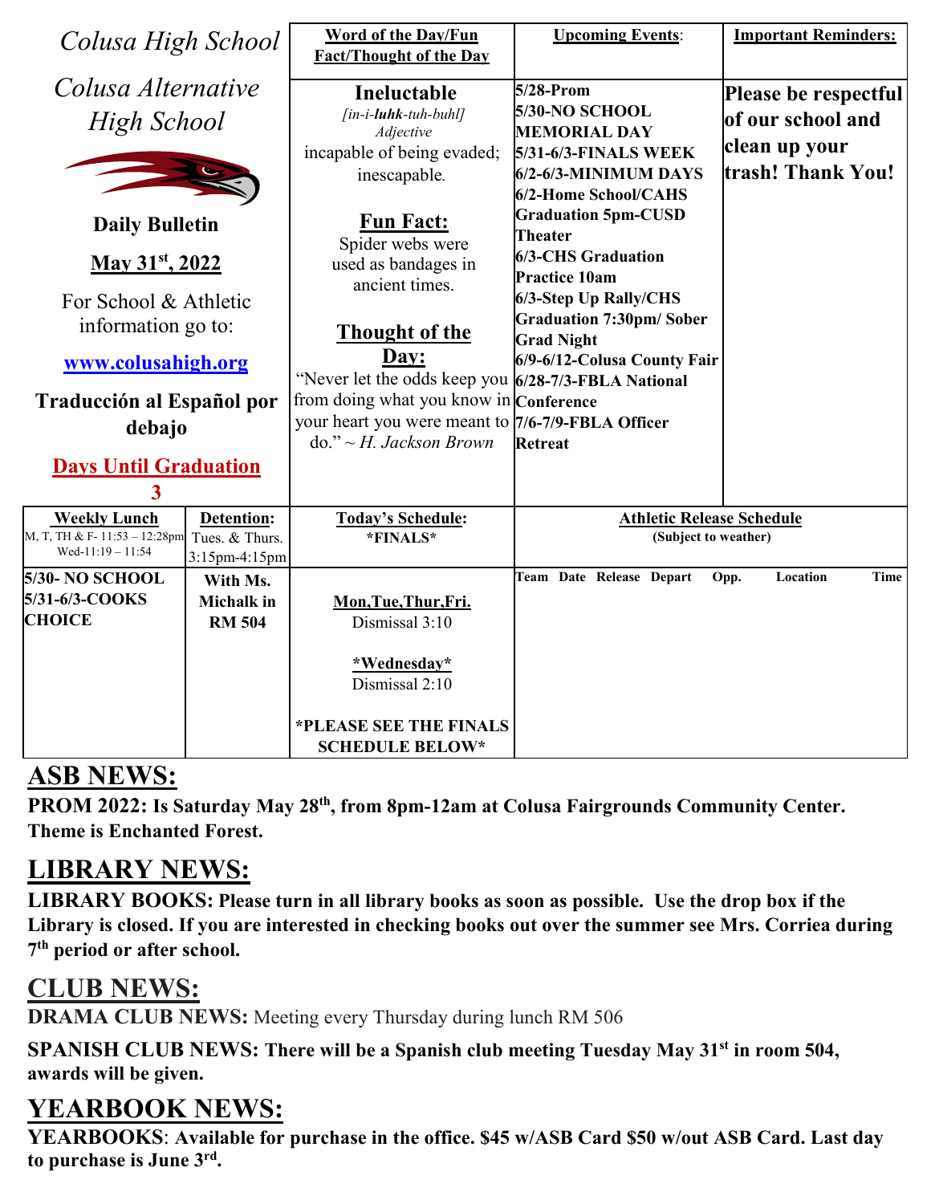# Colusa High School

# Colusa Alternative High School

**Daily Bulletin**

**May 31st, 2022**

For School & Athletic information go to:

**www.colusahigh.org**

**Traducción al Español por debajo**

**Days Until Graduation**
**3**

## Word of the Day/Fun Fact/Thought of the Day

**Ineluctable**
*[in-i-**luhk**-tuh-buhl]*
*Adjective*
incapable of being evaded; inescapable.

**Fun Fact:**
Spider webs were used as bandages in ancient times.

**Thought of the Day:**
"Never let the odds keep you from doing what you know in your heart you were meant to do." ~ *H. Jackson Brown*

## Upcoming Events:

- **5/28-Prom**
- **5/30-NO SCHOOL MEMORIAL DAY**
- **5/31-6/3-FINALS WEEK**
- **6/2-6/3-MINIMUM DAYS**
- **6/2-Home School/CAHS Graduation 5pm-CUSD Theater**
- **6/3-CHS Graduation Practice 10am**
- **6/3-Step Up Rally/CHS Graduation 7:30pm/ Sober Grad Night**
- **6/9-6/12-Colusa County Fair**
- **6/28-7/3-FBLA National Conference**
- **7/6-7/9-FBLA Officer Retreat**

## Important Reminders:

**Please be respectful of our school and clean up your trash! Thank You!**

| Weekly Lunch | Detention: | Today's Schedule: |
|---|---|---|
| M, T, TH & F- 11:53 – 12:28pm<br>Wed-11:19 – 11:54 | Tues. & Thurs.<br>3:15pm-4:15pm | *FINALS* |
| **5/30- NO SCHOOL**<br>**5/31-6/3-COOKS CHOICE** | **With Ms. Michalk in RM 504** | **Mon,Tue,Thur,Fri.**<br>Dismissal 3:10<br><br>***Wednesday***<br>Dismissal 2:10<br><br>***PLEASE SEE THE FINALS SCHEDULE BELOW*** |

**Athletic Release Schedule**
(Subject to weather)

| Team | Date | Release | Depart | Opp. | Location | Time |
|---|---|---|---|---|---|---|
| | | | | | | |

# ASB NEWS:

**PROM 2022: Is Saturday May 28th, from 8pm-12am at Colusa Fairgrounds Community Center. Theme is Enchanted Forest.**

# LIBRARY NEWS:

**LIBRARY BOOKS: Please turn in all library books as soon as possible. Use the drop box if the Library is closed. If you are interested in checking books out over the summer see Mrs. Corriea during 7th period or after school.**

# CLUB NEWS:

**DRAMA CLUB NEWS:** Meeting every Thursday during lunch RM 506

**SPANISH CLUB NEWS: There will be a Spanish club meeting Tuesday May 31st in room 504, awards will be given.**

# YEARBOOK NEWS:

**YEARBOOKS: Available for purchase in the office. $45 w/ASB Card $50 w/out ASB Card. Last day to purchase is June 3rd.**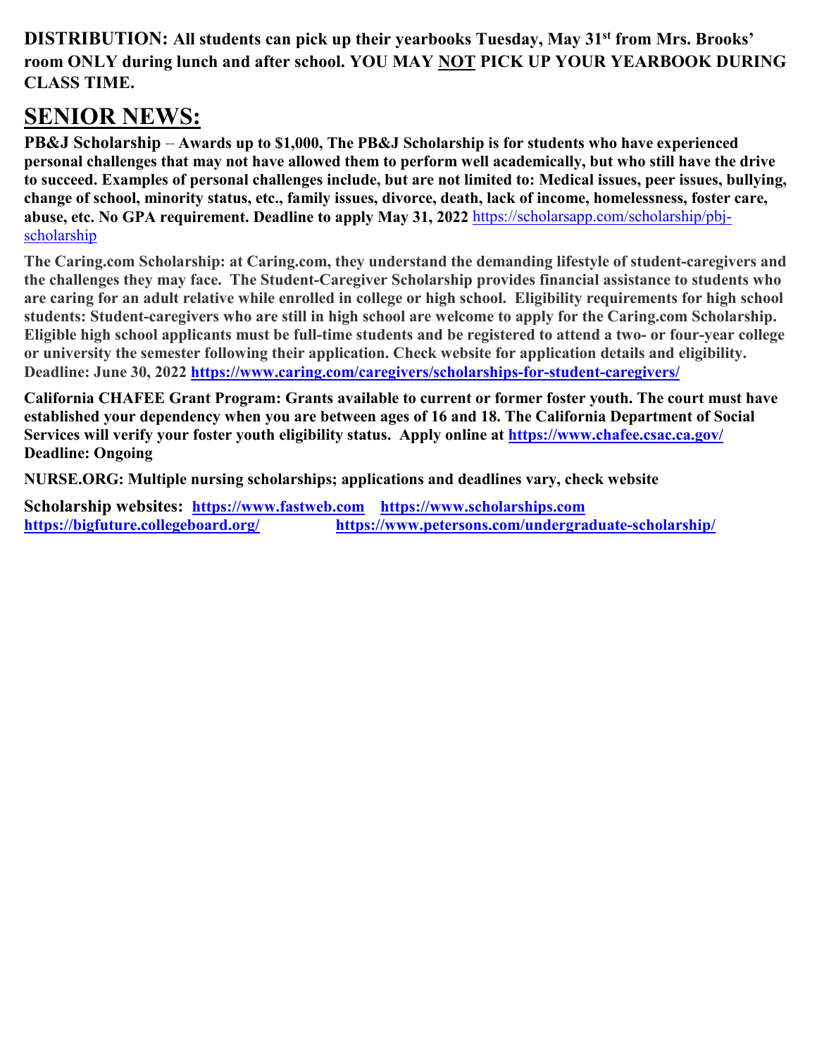**DISTRIBUTION: All students can pick up their yearbooks Tuesday, May 31st from Mrs. Brooks' room ONLY during lunch and after school. YOU MAY NOT PICK UP YOUR YEARBOOK DURING CLASS TIME.**

## SENIOR NEWS:

**PB&J Scholarship – Awards up to $1,000, The PB&J Scholarship is for students who have experienced personal challenges that may not have allowed them to perform well academically, but who still have the drive to succeed. Examples of personal challenges include, but are not limited to: Medical issues, peer issues, bullying, change of school, minority status, etc., family issues, divorce, death, lack of income, homelessness, foster care, abuse, etc. No GPA requirement. Deadline to apply May 31, 2022** https://scholarsapp.com/scholarship/pbj-scholarship

**The Caring.com Scholarship: at Caring.com, they understand the demanding lifestyle of student-caregivers and the challenges they may face. The Student-Caregiver Scholarship provides financial assistance to students who are caring for an adult relative while enrolled in college or high school. Eligibility requirements for high school students: Student-caregivers who are still in high school are welcome to apply for the Caring.com Scholarship. Eligible high school applicants must be full-time students and be registered to attend a two- or four-year college or university the semester following their application. Check website for application details and eligibility. Deadline: June 30, 2022 https://www.caring.com/caregivers/scholarships-for-student-caregivers/**

**California CHAFEE Grant Program: Grants available to current or former foster youth. The court must have established your dependency when you are between ages of 16 and 18. The California Department of Social Services will verify your foster youth eligibility status. Apply online at https://www.chafee.csac.ca.gov/ Deadline: Ongoing**

**NURSE.ORG: Multiple nursing scholarships; applications and deadlines vary, check website**

**Scholarship websites: https://www.fastweb.com https://www.scholarships.com https://bigfuture.collegeboard.org/ https://www.petersons.com/undergraduate-scholarship/**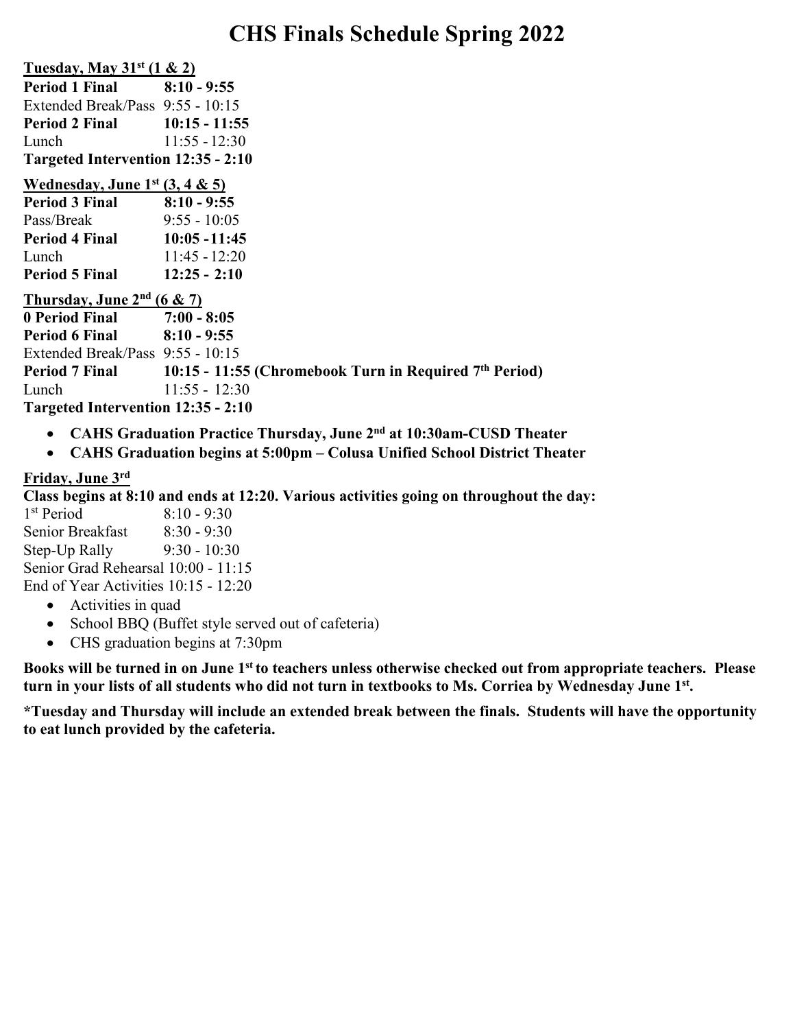# CHS Finals Schedule Spring 2022

**Tuesday, May 31st (1 & 2)**

| | |
|---|---|
| **Period 1 Final** | **8:10 - 9:55** |
| Extended Break/Pass | 9:55 - 10:15 |
| **Period 2 Final** | **10:15 - 11:55** |
| Lunch | 11:55 - 12:30 |
| **Targeted Intervention** | **12:35 - 2:10** |

**Wednesday, June 1st (3, 4 & 5)**

| | |
|---|---|
| **Period 3 Final** | **8:10 - 9:55** |
| Pass/Break | 9:55 - 10:05 |
| **Period 4 Final** | **10:05 - 11:45** |
| Lunch | 11:45 - 12:20 |
| **Period 5 Final** | **12:25 - 2:10** |

**Thursday, June 2nd (6 & 7)**

| | |
|---|---|
| **0 Period Final** | **7:00 - 8:05** |
| **Period 6 Final** | **8:10 - 9:55** |
| Extended Break/Pass | 9:55 - 10:15 |
| **Period 7 Final** | **10:15 - 11:55 (Chromebook Turn in Required 7th Period)** |
| Lunch | 11:55 - 12:30 |
| **Targeted Intervention** | **12:35 - 2:10** |

- **CAHS Graduation Practice Thursday, June 2nd at 10:30am-CUSD Theater**
- **CAHS Graduation begins at 5:00pm – Colusa Unified School District Theater**

**Friday, June 3rd**

**Class begins at 8:10 and ends at 12:20. Various activities going on throughout the day:**

| | |
|---|---|
| 1st Period | 8:10 - 9:30 |
| Senior Breakfast | 8:30 - 9:30 |
| Step-Up Rally | 9:30 - 10:30 |
| Senior Grad Rehearsal | 10:00 - 11:15 |
| End of Year Activities | 10:15 - 12:20 |

- Activities in quad
- School BBQ (Buffet style served out of cafeteria)
- CHS graduation begins at 7:30pm

**Books will be turned in on June 1st to teachers unless otherwise checked out from appropriate teachers. Please turn in your lists of all students who did not turn in textbooks to Ms. Corriea by Wednesday June 1st.**

**\*Tuesday and Thursday will include an extended break between the finals. Students will have the opportunity to eat lunch provided by the cafeteria.**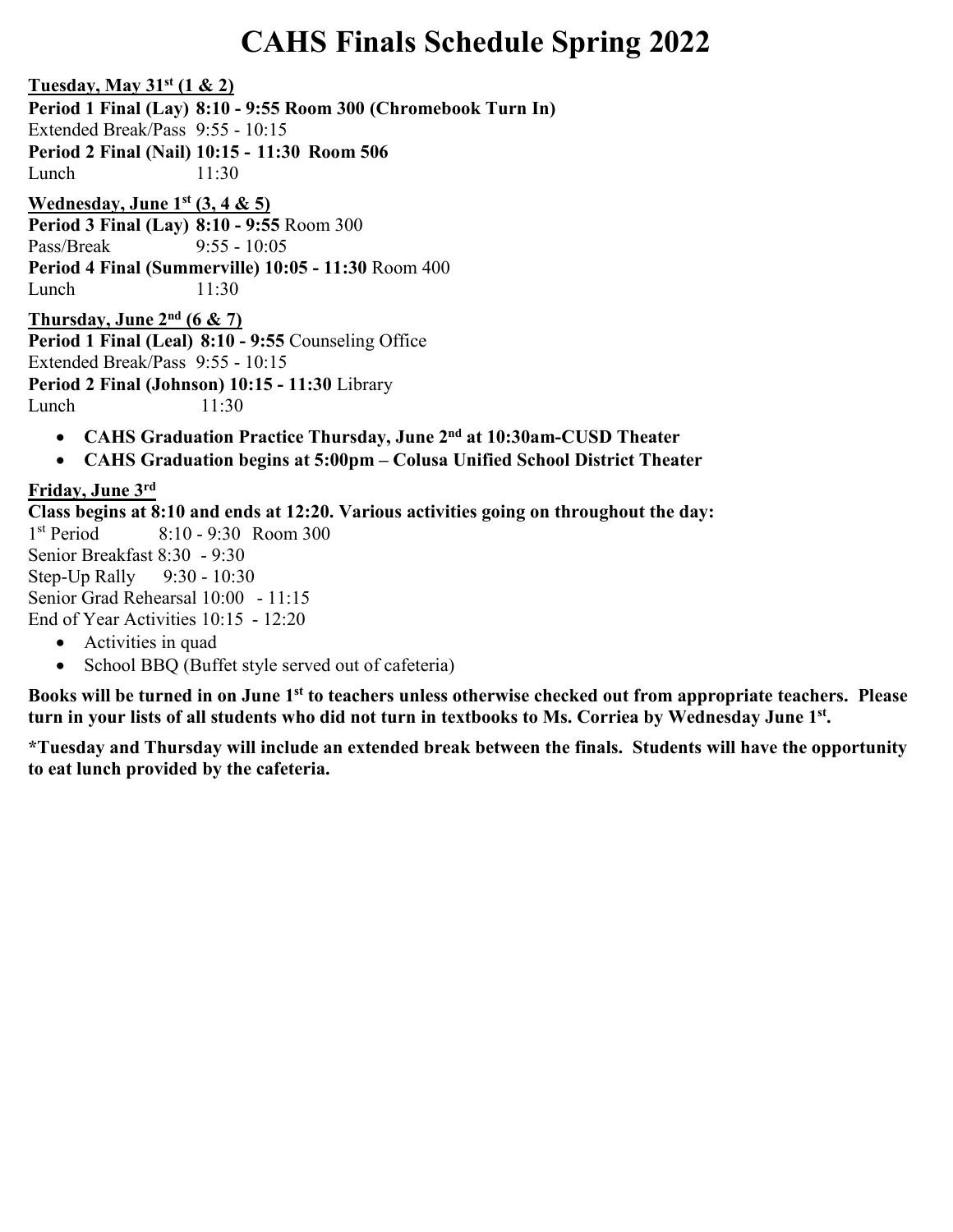# CAHS Finals Schedule Spring 2022

**Tuesday, May 31st (1 & 2)**

**Period 1 Final (Lay) 8:10 - 9:55 Room 300 (Chromebook Turn In)**
Extended Break/Pass 9:55 - 10:15
**Period 2 Final (Nail) 10:15 - 11:30 Room 506**
Lunch 11:30

**Wednesday, June 1st (3, 4 & 5)**

**Period 3 Final (Lay) 8:10 - 9:55** Room 300
Pass/Break 9:55 - 10:05
**Period 4 Final (Summerville) 10:05 - 11:30** Room 400
Lunch 11:30

**Thursday, June 2nd (6 & 7)**

**Period 1 Final (Leal) 8:10 - 9:55** Counseling Office
Extended Break/Pass 9:55 - 10:15
**Period 2 Final (Johnson) 10:15 - 11:30** Library
Lunch 11:30

- **CAHS Graduation Practice Thursday, June 2nd at 10:30am-CUSD Theater**
- **CAHS Graduation begins at 5:00pm – Colusa Unified School District Theater**

**Friday, June 3rd**

**Class begins at 8:10 and ends at 12:20. Various activities going on throughout the day:**
1st Period 8:10 - 9:30 Room 300
Senior Breakfast 8:30 - 9:30
Step-Up Rally 9:30 - 10:30
Senior Grad Rehearsal 10:00 - 11:15
End of Year Activities 10:15 - 12:20

- Activities in quad
- School BBQ (Buffet style served out of cafeteria)

**Books will be turned in on June 1st to teachers unless otherwise checked out from appropriate teachers. Please turn in your lists of all students who did not turn in textbooks to Ms. Corriea by Wednesday June 1st.**

***Tuesday and Thursday will include an extended break between the finals. Students will have the opportunity to eat lunch provided by the cafeteria.**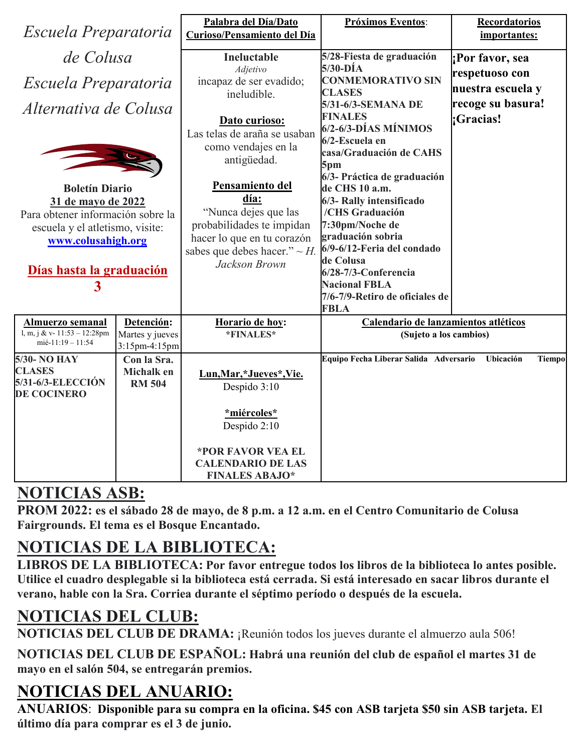*Escuela Preparatoria de Colusa*
*Escuela Preparatoria Alternativa de Colusa*

**Boletín Diario**
**31 de mayo de 2022**
Para obtener información sobre la escuela y el atletismo, visite: **www.colusahigh.org**

**Días hasta la graduación**
**3**

| Palabra del Día/Dato Curioso/Pensamiento del Día | Próximos Eventos: | Recordatorios importantes: |
|---|---|---|
| **Ineluctable** *Adjetivo* incapaz de ser evadido; ineludible. **Dato curioso:** Las telas de araña se usaban como vendajes en la antigüedad. **Pensamiento del día:** "Nunca dejes que las probabilidades te impidan hacer lo que en tu corazón sabes que debes hacer." ~ *H. Jackson Brown* | **5/28-Fiesta de graduación** **5/30-DÍA CONMEMORATIVO SIN CLASES** **5/31-6/3-SEMANA DE FINALES** **6/2-6/3-DÍAS MÍNIMOS** **6/2-Escuela en casa/Graduación de CAHS 5pm** **6/3- Práctica de graduación de CHS 10 a.m.** **6/3- Rally intensificado /CHS Graduación 7:30pm/Noche de graduación sobria** **6/9-6/12-Feria del condado de Colusa** **6/28-7/3-Conferencia Nacional FBLA** **7/6-7/9-Retiro de oficiales de FBLA** | **¡Por favor, sea respetuoso con nuestra escuela y recoge su basura! ¡Gracias!** |

| Almuerzo semanal | Detención: | Horario de hoy: | Calendario de lanzamientos atléticos (Sujeto a los cambios) |
|---|---|---|---|
| l, m, j & v- 11:53 – 12:28pm mié-11:19 – 11:54 | Martes y jueves 3:15pm-4:15pm | **\*FINALES\*** | Equipo Fecha Liberar Salida Adversario Ubicación Tiempo |
| **5/30- NO HAY CLASES** **5/31-6/3-ELECCIÓN DE COCINERO** | **Con la Sra. Michalk en RM 504** | **Lun,Mar,\*Jueves\*,Vie.** Despido 3:10 **\*miércoles\*** Despido 2:10 **\*POR FAVOR VEA EL CALENDARIO DE LAS FINALES ABAJO\*** | |

# NOTICIAS ASB:

**PROM 2022: es el sábado 28 de mayo, de 8 p.m. a 12 a.m. en el Centro Comunitario de Colusa Fairgrounds. El tema es el Bosque Encantado.**

# NOTICIAS DE LA BIBLIOTECA:

**LIBROS DE LA BIBLIOTECA: Por favor entregue todos los libros de la biblioteca lo antes posible. Utilice el cuadro desplegable si la biblioteca está cerrada. Si está interesado en sacar libros durante el verano, hable con la Sra. Corriea durante el séptimo período o después de la escuela.**

# NOTICIAS DEL CLUB:

**NOTICIAS DEL CLUB DE DRAMA:** ¡Reunión todos los jueves durante el almuerzo aula 506!

**NOTICIAS DEL CLUB DE ESPAÑOL: Habrá una reunión del club de español el martes 31 de mayo en el salón 504, se entregarán premios.**

# NOTICIAS DEL ANUARIO:

**ANUARIOS**: **Disponible para su compra en la oficina. $45 con ASB tarjeta $50 sin ASB tarjeta. El último día para comprar es el 3 de junio.**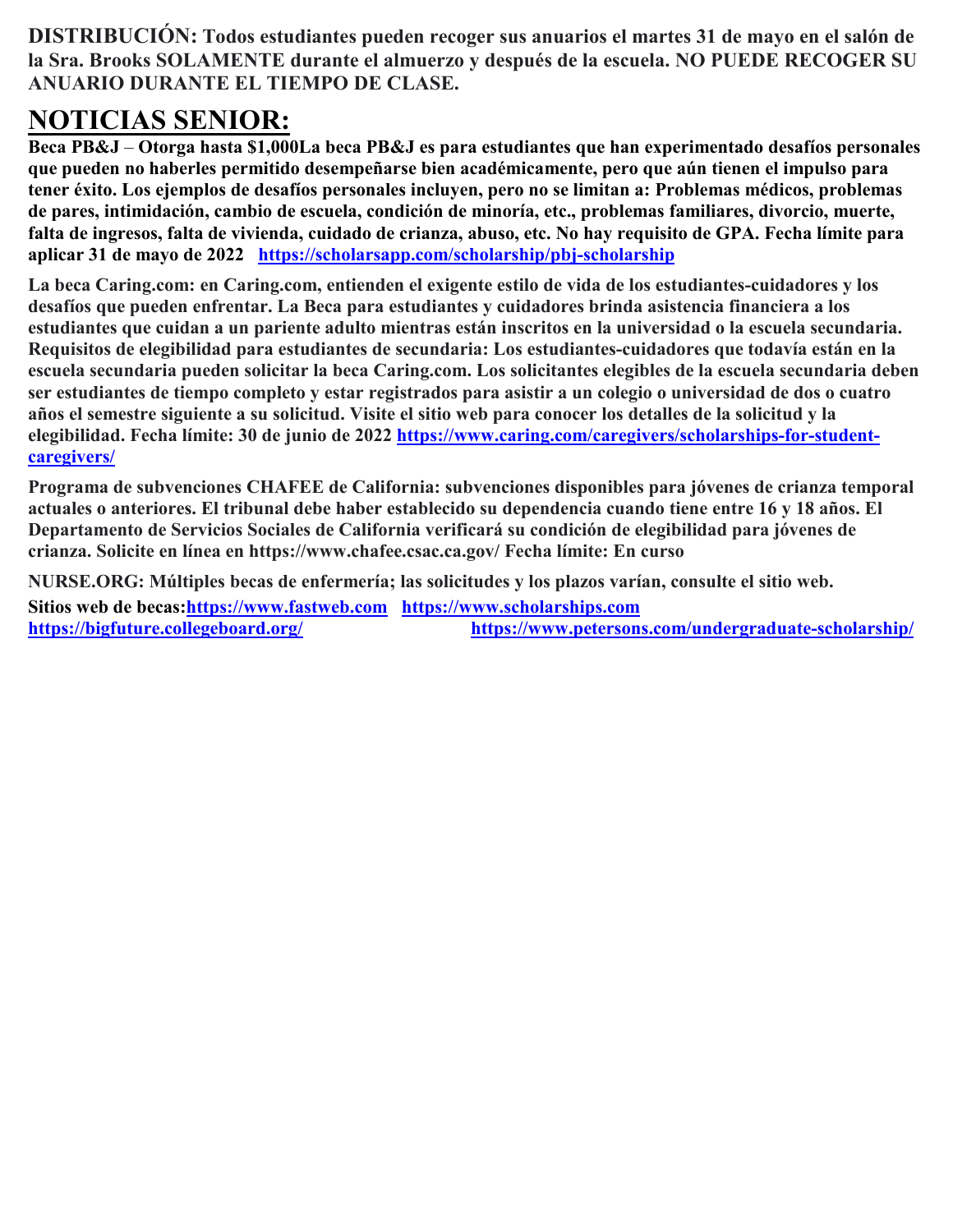**DISTRIBUCIÓN: Todos estudiantes pueden recoger sus anuarios el martes 31 de mayo en el salón de la Sra. Brooks SOLAMENTE durante el almuerzo y después de la escuela. NO PUEDE RECOGER SU ANUARIO DURANTE EL TIEMPO DE CLASE.**

# NOTICIAS SENIOR:

**Beca PB&J – Otorga hasta $1,000La beca PB&J es para estudiantes que han experimentado desafíos personales que pueden no haberles permitido desempeñarse bien académicamente, pero que aún tienen el impulso para tener éxito. Los ejemplos de desafíos personales incluyen, pero no se limitan a: Problemas médicos, problemas de pares, intimidación, cambio de escuela, condición de minoría, etc., problemas familiares, divorcio, muerte, falta de ingresos, falta de vivienda, cuidado de crianza, abuso, etc. No hay requisito de GPA. Fecha límite para aplicar 31 de mayo de 2022** [**https://scholarsapp.com/scholarship/pbj-scholarship**](https://scholarsapp.com/scholarship/pbj-scholarship)

**La beca Caring.com: en Caring.com, entienden el exigente estilo de vida de los estudiantes-cuidadores y los desafíos que pueden enfrentar. La Beca para estudiantes y cuidadores brinda asistencia financiera a los estudiantes que cuidan a un pariente adulto mientras están inscritos en la universidad o la escuela secundaria. Requisitos de elegibilidad para estudiantes de secundaria: Los estudiantes-cuidadores que todavía están en la escuela secundaria pueden solicitar la beca Caring.com. Los solicitantes elegibles de la escuela secundaria deben ser estudiantes de tiempo completo y estar registrados para asistir a un colegio o universidad de dos o cuatro años el semestre siguiente a su solicitud. Visite el sitio web para conocer los detalles de la solicitud y la elegibilidad. Fecha límite: 30 de junio de 2022** [**https://www.caring.com/caregivers/scholarships-for-student-caregivers/**](https://www.caring.com/caregivers/scholarships-for-student-caregivers/)

**Programa de subvenciones CHAFEE de California: subvenciones disponibles para jóvenes de crianza temporal actuales o anteriores. El tribunal debe haber establecido su dependencia cuando tiene entre 16 y 18 años. El Departamento de Servicios Sociales de California verificará su condición de elegibilidad para jóvenes de crianza. Solicite en línea en https://www.chafee.csac.ca.gov/ Fecha límite: En curso**

**NURSE.ORG: Múltiples becas de enfermería; las solicitudes y los plazos varían, consulte el sitio web.**

**Sitios web de becas:**[**https://www.fastweb.com**](https://www.fastweb.com) [**https://www.scholarships.com**](https://www.scholarships.com)
[**https://bigfuture.collegeboard.org/**](https://bigfuture.collegeboard.org/) [**https://www.petersons.com/undergraduate-scholarship/**](https://www.petersons.com/undergraduate-scholarship/)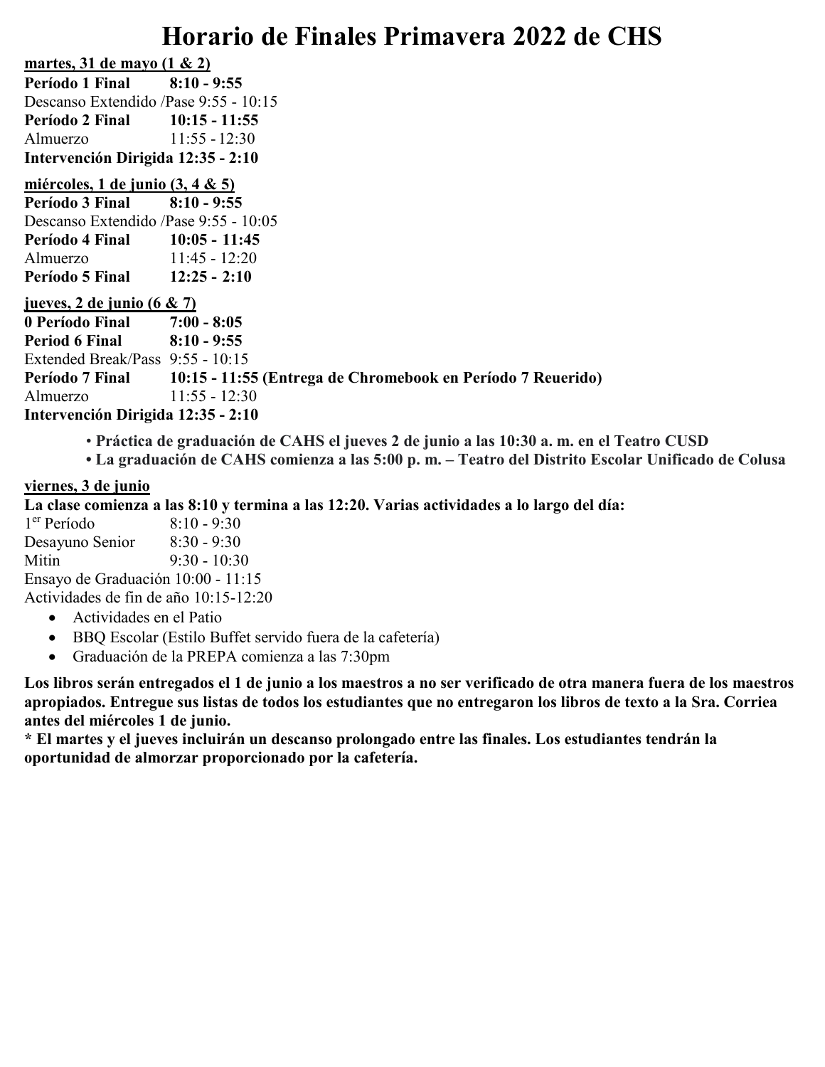# Horario de Finales Primavera 2022 de CHS

**martes, 31 de mayo (1 & 2)**

**Período 1 Final 8:10 - 9:55**
Descanso Extendido /Pase 9:55 - 10:15
**Período 2 Final 10:15 - 11:55**
Almuerzo 11:55 - 12:30
**Intervención Dirigida 12:35 - 2:10**

**miércoles, 1 de junio (3, 4 & 5)**

**Período 3 Final 8:10 - 9:55**
Descanso Extendido /Pase 9:55 - 10:05
**Período 4 Final 10:05 - 11:45**
Almuerzo 11:45 - 12:20
**Período 5 Final 12:25 - 2:10**

**jueves, 2 de junio (6 & 7)**

**0 Período Final 7:00 - 8:05**
**Period 6 Final 8:10 - 9:55**
Extended Break/Pass 9:55 - 10:15
**Período 7 Final 10:15 - 11:55 (Entrega de Chromebook en Período 7 Reuerido)**
Almuerzo 11:55 - 12:30
**Intervención Dirigida 12:35 - 2:10**

- **Práctica de graduación de CAHS el jueves 2 de junio a las 10:30 a. m. en el Teatro CUSD**
- **La graduación de CAHS comienza a las 5:00 p. m. – Teatro del Distrito Escolar Unificado de Colusa**

**viernes, 3 de junio**

**La clase comienza a las 8:10 y termina a las 12:20. Varias actividades a lo largo del día:**

1er Período 8:10 - 9:30
Desayuno Senior 8:30 - 9:30
Mitin 9:30 - 10:30
Ensayo de Graduación 10:00 - 11:15
Actividades de fin de año 10:15-12:20

- Actividades en el Patio
- BBQ Escolar (Estilo Buffet servido fuera de la cafetería)
- Graduación de la PREPA comienza a las 7:30pm

**Los libros serán entregados el 1 de junio a los maestros a no ser verificado de otra manera fuera de los maestros apropiados. Entregue sus listas de todos los estudiantes que no entregaron los libros de texto a la Sra. Corriea antes del miércoles 1 de junio.**

**\* El martes y el jueves incluirán un descanso prolongado entre las finales. Los estudiantes tendrán la oportunidad de almorzar proporcionado por la cafetería.**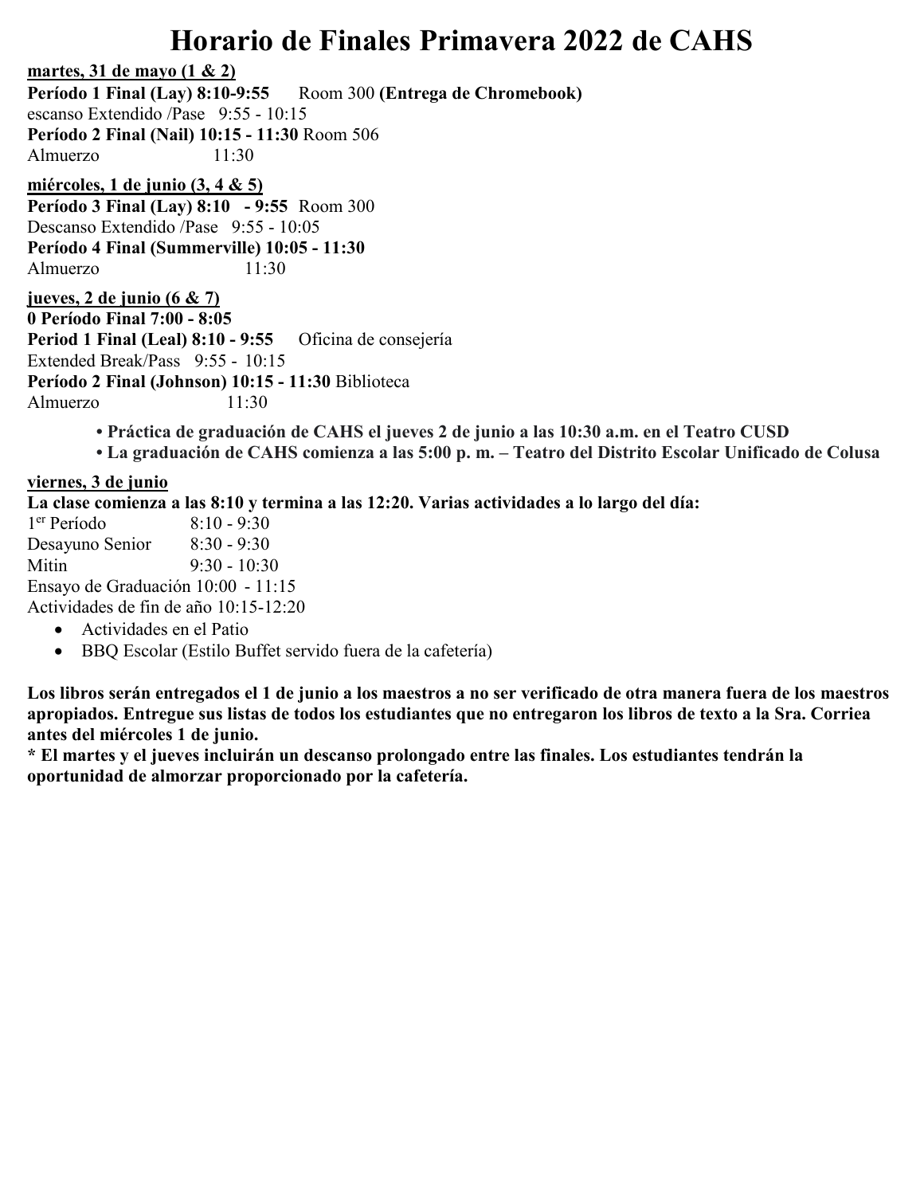# Horario de Finales Primavera 2022 de CAHS

**martes, 31 de mayo (1 & 2)**

**Período 1 Final (Lay) 8:10-9:55** Room 300 **(Entrega de Chromebook)**
escanso Extendido /Pase 9:55 - 10:15
**Período 2 Final (Nail) 10:15 - 11:30** Room 506
Almuerzo 11:30

**miércoles, 1 de junio (3, 4 & 5)**

**Período 3 Final (Lay) 8:10 - 9:55** Room 300
Descanso Extendido /Pase 9:55 - 10:05
**Período 4 Final (Summerville) 10:05 - 11:30**
Almuerzo 11:30

**jueves, 2 de junio (6 & 7)**

**0 Período Final 7:00 - 8:05**
**Period 1 Final (Leal) 8:10 - 9:55** Oficina de consejería
Extended Break/Pass 9:55 - 10:15
**Período 2 Final (Johnson) 10:15 - 11:30** Biblioteca
Almuerzo 11:30

- **Práctica de graduación de CAHS el jueves 2 de junio a las 10:30 a.m. en el Teatro CUSD**
- **La graduación de CAHS comienza a las 5:00 p. m. – Teatro del Distrito Escolar Unificado de Colusa**

**viernes, 3 de junio**

**La clase comienza a las 8:10 y termina a las 12:20. Varias actividades a lo largo del día:**

1er Período 8:10 - 9:30
Desayuno Senior 8:30 - 9:30
Mitin 9:30 - 10:30
Ensayo de Graduación 10:00 - 11:15
Actividades de fin de año 10:15-12:20

- Actividades en el Patio
- BBQ Escolar (Estilo Buffet servido fuera de la cafetería)

**Los libros serán entregados el 1 de junio a los maestros a no ser verificado de otra manera fuera de los maestros apropiados. Entregue sus listas de todos los estudiantes que no entregaron los libros de texto a la Sra. Corriea antes del miércoles 1 de junio.**

**\* El martes y el jueves incluirán un descanso prolongado entre las finales. Los estudiantes tendrán la oportunidad de almorzar proporcionado por la cafetería.**